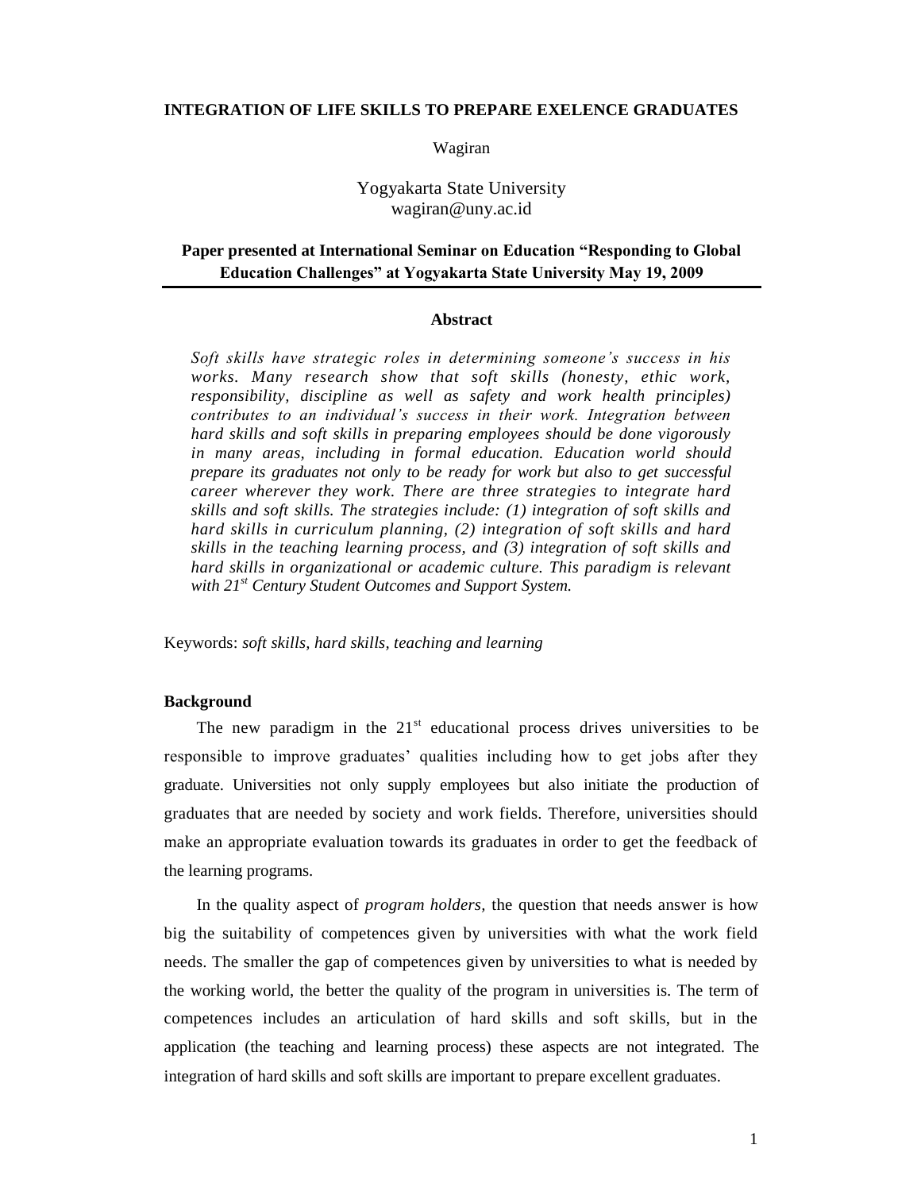# INTEGRATION OF LIFE SKILLS TO PREPARE EXELENCE GRADUATES

Wagiran

Yogyakarta State University
wagiran@uny.ac.id

**Paper presented at International Seminar on Education "Responding to Global Education Challenges" at Yogyakarta State University May 19, 2009**

## Abstract

*Soft skills have strategic roles in determining someone's success in his works. Many research show that soft skills (honesty, ethic work, responsibility, discipline as well as safety and work health principles) contributes to an individual's success in their work. Integration between hard skills and soft skills in preparing employees should be done vigorously in many areas, including in formal education. Education world should prepare its graduates not only to be ready for work but also to get successful career wherever they work. There are three strategies to integrate hard skills and soft skills. The strategies include: (1) integration of soft skills and hard skills in curriculum planning, (2) integration of soft skills and hard skills in the teaching learning process, and (3) integration of soft skills and hard skills in organizational or academic culture. This paradigm is relevant with 21st Century Student Outcomes and Support System.*

Keywords: *soft skills, hard skills, teaching and learning*

## Background

The new paradigm in the 21st educational process drives universities to be responsible to improve graduates' qualities including how to get jobs after they graduate. Universities not only supply employees but also initiate the production of graduates that are needed by society and work fields. Therefore, universities should make an appropriate evaluation towards its graduates in order to get the feedback of the learning programs.

In the quality aspect of *program holders,* the question that needs answer is how big the suitability of competences given by universities with what the work field needs. The smaller the gap of competences given by universities to what is needed by the working world, the better the quality of the program in universities is. The term of competences includes an articulation of hard skills and soft skills, but in the application (the teaching and learning process) these aspects are not integrated. The integration of hard skills and soft skills are important to prepare excellent graduates.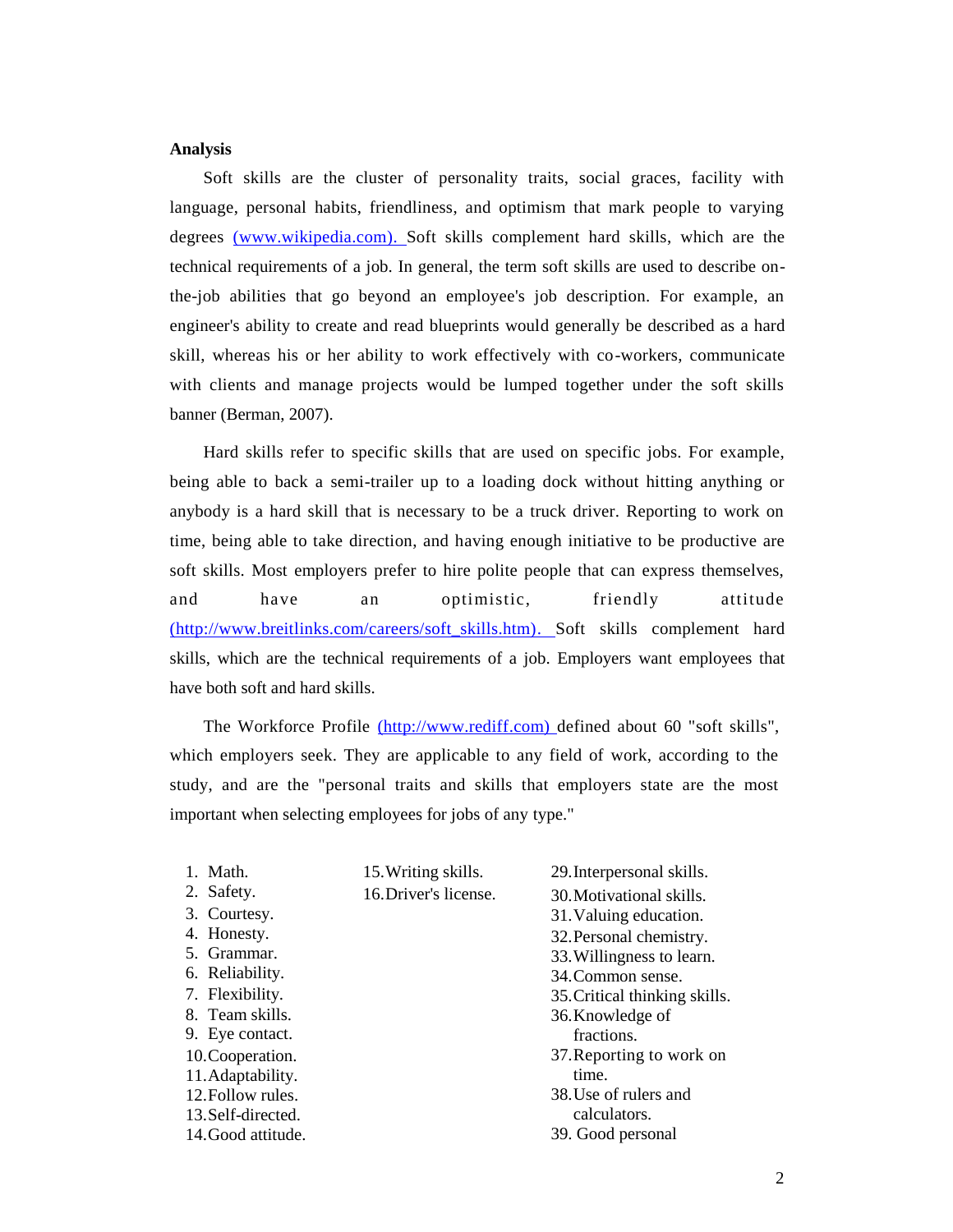**Analysis**

Soft skills are the cluster of personality traits, social graces, facility with language, personal habits, friendliness, and optimism that mark people to varying degrees (www.wikipedia.com). Soft skills complement hard skills, which are the technical requirements of a job. In general, the term soft skills are used to describe on-the-job abilities that go beyond an employee's job description. For example, an engineer's ability to create and read blueprints would generally be described as a hard skill, whereas his or her ability to work effectively with co-workers, communicate with clients and manage projects would be lumped together under the soft skills banner (Berman, 2007).

Hard skills refer to specific skills that are used on specific jobs. For example, being able to back a semi-trailer up to a loading dock without hitting anything or anybody is a hard skill that is necessary to be a truck driver. Reporting to work on time, being able to take direction, and having enough initiative to be productive are soft skills. Most employers prefer to hire polite people that can express themselves, and have an optimistic, friendly attitude (http://www.breitlinks.com/careers/soft_skills.htm). Soft skills complement hard skills, which are the technical requirements of a job. Employers want employees that have both soft and hard skills.

The Workforce Profile (http://www.rediff.com) defined about 60 "soft skills", which employers seek. They are applicable to any field of work, according to the study, and are the "personal traits and skills that employers state are the most important when selecting employees for jobs of any type."

1. Math.
2. Safety.
3. Courtesy.
4. Honesty.
5. Grammar.
6. Reliability.
7. Flexibility.
8. Team skills.
9. Eye contact.
10. Cooperation.
11. Adaptability.
12. Follow rules.
13. Self-directed.
14. Good attitude.
15. Writing skills.
16. Driver's license.
29. Interpersonal skills.
30. Motivational skills.
31. Valuing education.
32. Personal chemistry.
33. Willingness to learn.
34. Common sense.
35. Critical thinking skills.
36. Knowledge of fractions.
37. Reporting to work on time.
38. Use of rulers and calculators.
39. Good personal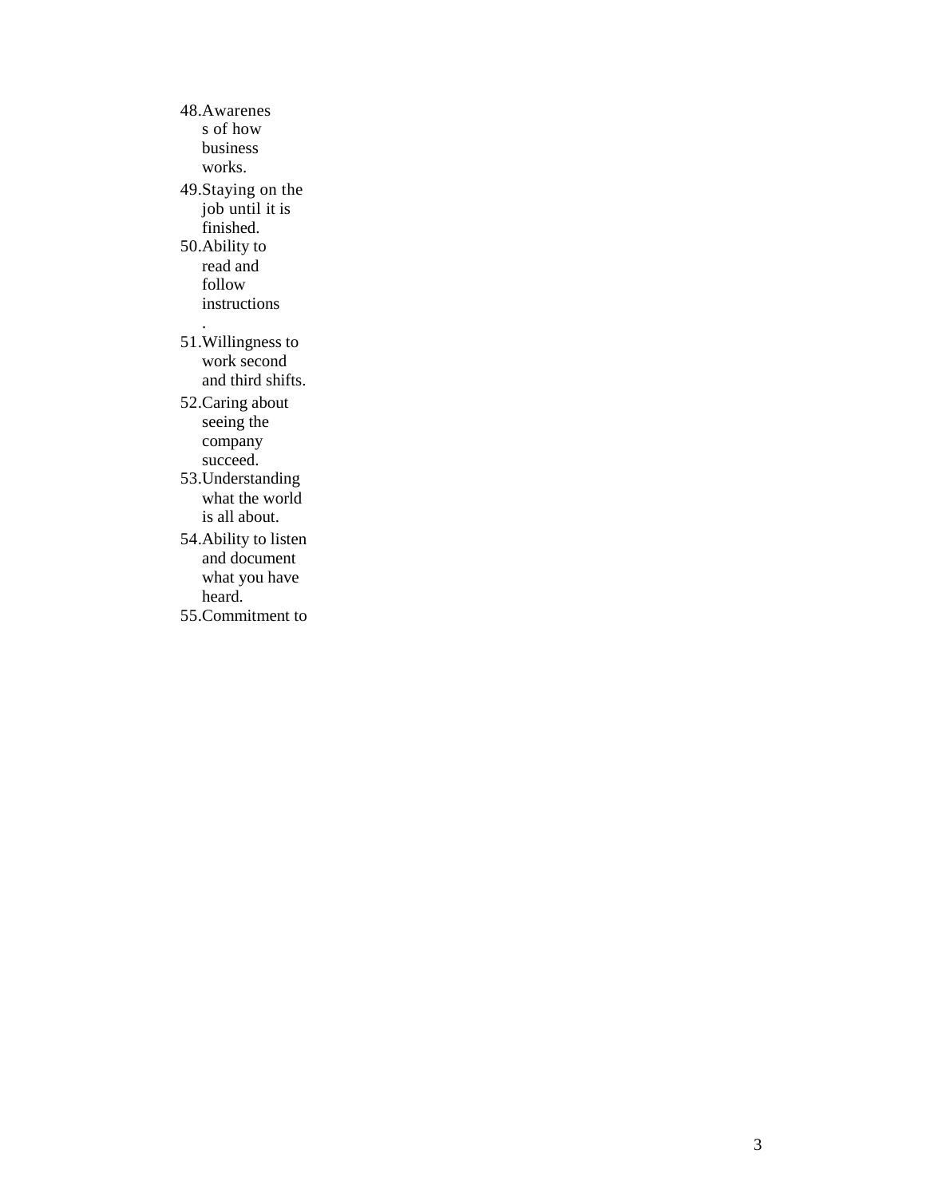48. Awareness of how business works.
49. Staying on the job until it is finished.
50. Ability to read and follow instructions.
51. Willingness to work second and third shifts.
52. Caring about seeing the company succeed.
53. Understanding what the world is all about.
54. Ability to listen and document what you have heard.
55. Commitment to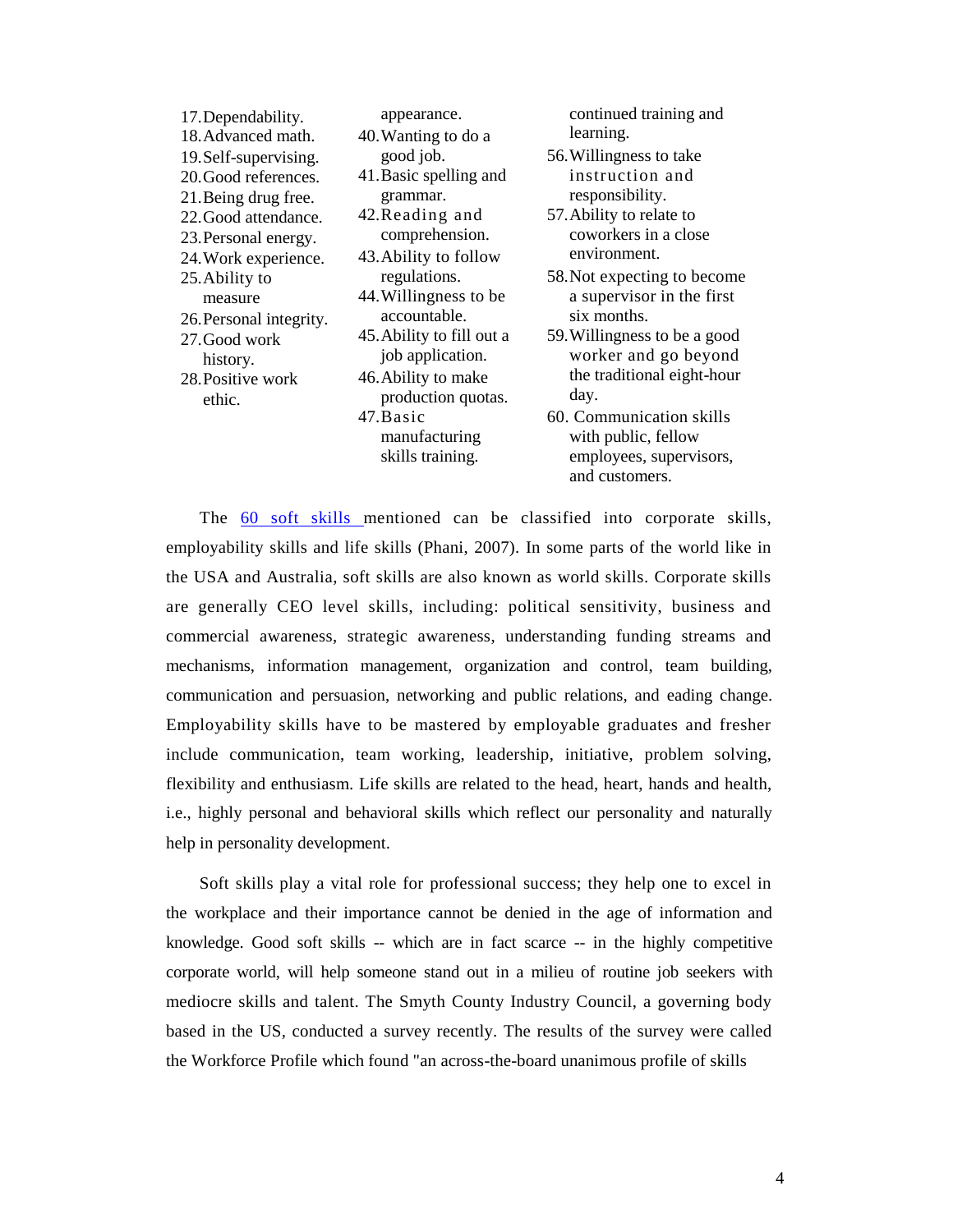17. Dependability.
18. Advanced math.
19. Self-supervising.
20. Good references.
21. Being drug free.
22. Good attendance.
23. Personal energy.
24. Work experience.
25. Ability to measure
26. Personal integrity.
27. Good work history.
28. Positive work ethic.

appearance.

40. Wanting to do a good job.
41. Basic spelling and grammar.
42. Reading and comprehension.
43. Ability to follow regulations.
44. Willingness to be accountable.
45. Ability to fill out a job application.
46. Ability to make production quotas.
47. Basic manufacturing skills training.

continued training and learning.

56. Willingness to take instruction and responsibility.
57. Ability to relate to coworkers in a close environment.
58. Not expecting to become a supervisor in the first six months.
59. Willingness to be a good worker and go beyond the traditional eight-hour day.
60. Communication skills with public, fellow employees, supervisors, and customers.

The 60 soft skills mentioned can be classified into corporate skills, employability skills and life skills (Phani, 2007). In some parts of the world like in the USA and Australia, soft skills are also known as world skills. Corporate skills are generally CEO level skills, including: political sensitivity, business and commercial awareness, strategic awareness, understanding funding streams and mechanisms, information management, organization and control, team building, communication and persuasion, networking and public relations, and eading change. Employability skills have to be mastered by employable graduates and fresher include communication, team working, leadership, initiative, problem solving, flexibility and enthusiasm. Life skills are related to the head, heart, hands and health, i.e., highly personal and behavioral skills which reflect our personality and naturally help in personality development.

Soft skills play a vital role for professional success; they help one to excel in the workplace and their importance cannot be denied in the age of information and knowledge. Good soft skills -- which are in fact scarce -- in the highly competitive corporate world, will help someone stand out in a milieu of routine job seekers with mediocre skills and talent. The Smyth County Industry Council, a governing body based in the US, conducted a survey recently. The results of the survey were called the Workforce Profile which found "an across-the-board unanimous profile of skills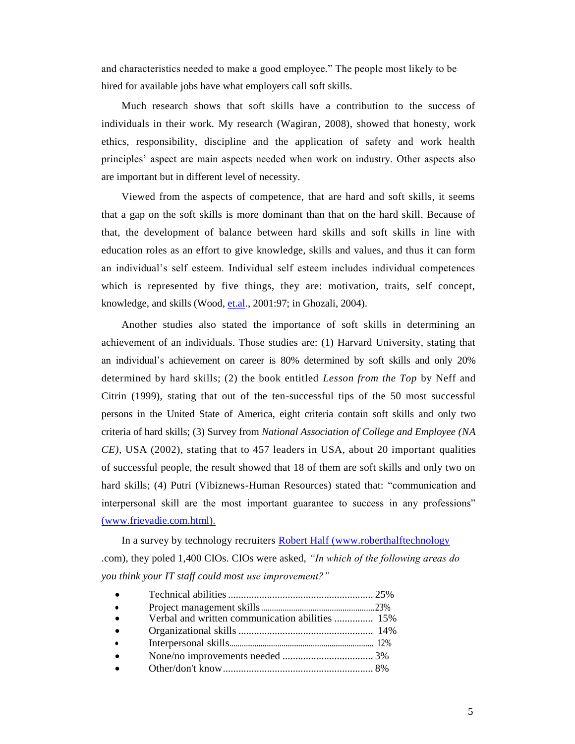and characteristics needed to make a good employee." The people most likely to be hired for available jobs have what employers call soft skills.

Much research shows that soft skills have a contribution to the success of individuals in their work. My research (Wagiran, 2008), showed that honesty, work ethics, responsibility, discipline and the application of safety and work health principles' aspect are main aspects needed when work on industry. Other aspects also are important but in different level of necessity.

Viewed from the aspects of competence, that are hard and soft skills, it seems that a gap on the soft skills is more dominant than that on the hard skill. Because of that, the development of balance between hard skills and soft skills in line with education roles as an effort to give knowledge, skills and values, and thus it can form an individual's self esteem. Individual self esteem includes individual competences which is represented by five things, they are: motivation, traits, self concept, knowledge, and skills (Wood, et.al., 2001:97; in Ghozali, 2004).

Another studies also stated the importance of soft skills in determining an achievement of an individuals. Those studies are: (1) Harvard University, stating that an individual's achievement on career is 80% determined by soft skills and only 20% determined by hard skills; (2) the book entitled *Lesson from the Top* by Neff and Citrin (1999), stating that out of the ten-successful tips of the 50 most successful persons in the United State of America, eight criteria contain soft skills and only two criteria of hard skills; (3) Survey from *National Association of College and Employee (NA CE)*, USA (2002), stating that to 457 leaders in USA, about 20 important qualities of successful people, the result showed that 18 of them are soft skills and only two on hard skills; (4) Putri (Vibiznews-Human Resources) stated that: "communication and interpersonal skill are the most important guarantee to success in any professions" (www.frieyadie.com.html).

In a survey by technology recruiters Robert Half (www.roberthalftechnology .com), they poled 1,400 CIOs. CIOs were asked, *"In which of the following areas do you think your IT staff could most use improvement?"*

- Technical abilities ........................................................ 25%
- Project management skills ..................................................23%
- Verbal and written communication abilities ............... 15%
- Organizational skills .................................................... 14%
- Interpersonal skills......................................................................... 12%
- None/no improvements needed ................................... 3%
- Other/don't know.......................................................... 8%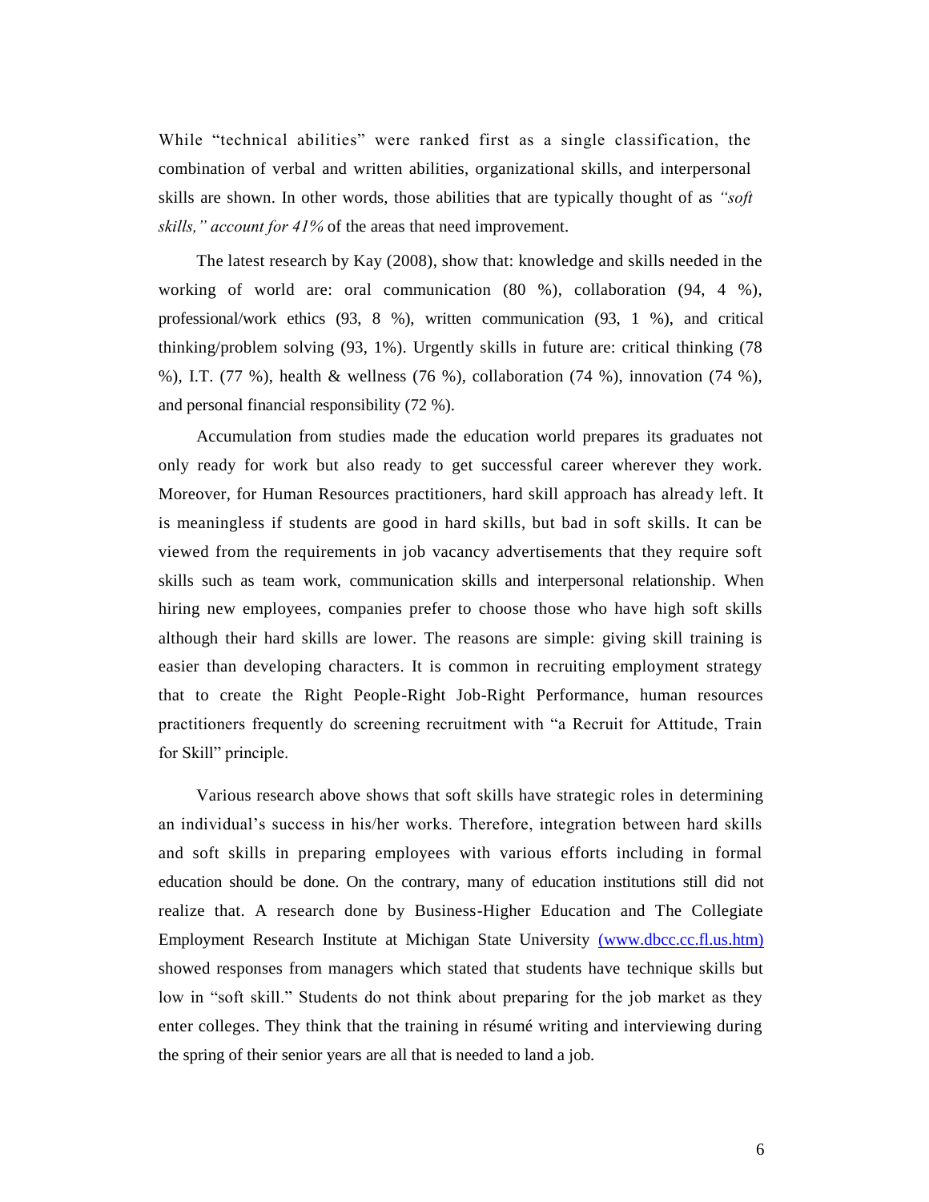While "technical abilities" were ranked first as a single classification, the combination of verbal and written abilities, organizational skills, and interpersonal skills are shown. In other words, those abilities that are typically thought of as *"soft skills," account for 41%* of the areas that need improvement.

The latest research by Kay (2008), show that: knowledge and skills needed in the working of world are: oral communication (80 %), collaboration (94, 4 %), professional/work ethics (93, 8 %), written communication (93, 1 %), and critical thinking/problem solving (93, 1%). Urgently skills in future are: critical thinking (78 %), I.T. (77 %), health & wellness (76 %), collaboration (74 %), innovation (74 %), and personal financial responsibility (72 %).

Accumulation from studies made the education world prepares its graduates not only ready for work but also ready to get successful career wherever they work. Moreover, for Human Resources practitioners, hard skill approach has already left. It is meaningless if students are good in hard skills, but bad in soft skills. It can be viewed from the requirements in job vacancy advertisements that they require soft skills such as team work, communication skills and interpersonal relationship. When hiring new employees, companies prefer to choose those who have high soft skills although their hard skills are lower. The reasons are simple: giving skill training is easier than developing characters. It is common in recruiting employment strategy that to create the Right People-Right Job-Right Performance, human resources practitioners frequently do screening recruitment with "a Recruit for Attitude, Train for Skill" principle.

Various research above shows that soft skills have strategic roles in determining an individual's success in his/her works. Therefore, integration between hard skills and soft skills in preparing employees with various efforts including in formal education should be done. On the contrary, many of education institutions still did not realize that. A research done by Business-Higher Education and The Collegiate Employment Research Institute at Michigan State University (www.dbcc.cc.fl.us.htm) showed responses from managers which stated that students have technique skills but low in "soft skill." Students do not think about preparing for the job market as they enter colleges. They think that the training in résumé writing and interviewing during the spring of their senior years are all that is needed to land a job.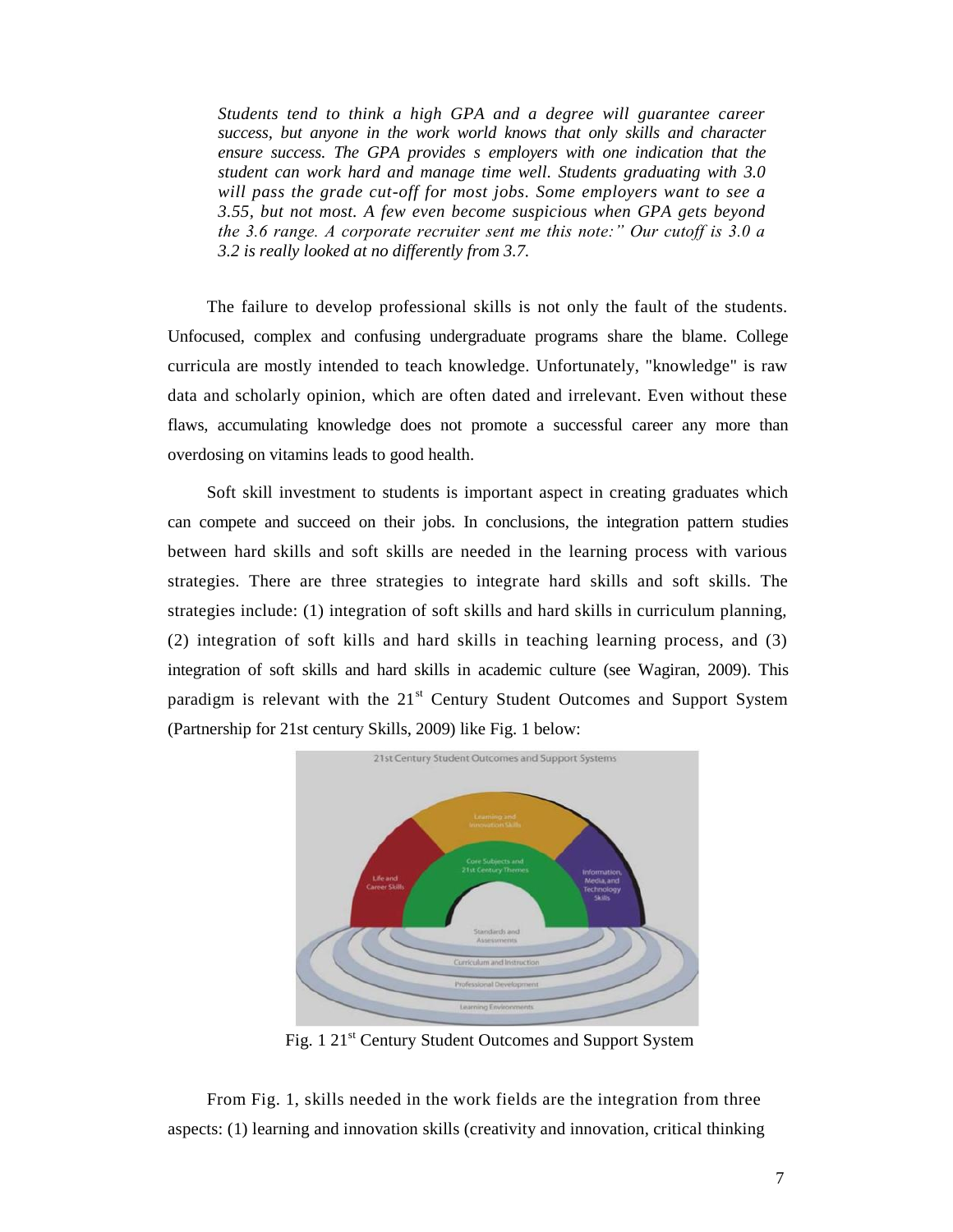*Students tend to think a high GPA and a degree will guarantee career success, but anyone in the work world knows that only skills and character ensure success. The GPA provides s employers with one indication that the student can work hard and manage time well. Students graduating with 3.0 will pass the grade cut-off for most jobs. Some employers want to see a 3.55, but not most. A few even become suspicious when GPA gets beyond the 3.6 range. A corporate recruiter sent me this note:" Our cutoff is 3.0 a 3.2 is really looked at no differently from 3.7.*

The failure to develop professional skills is not only the fault of the students. Unfocused, complex and confusing undergraduate programs share the blame. College curricula are mostly intended to teach knowledge. Unfortunately, "knowledge" is raw data and scholarly opinion, which are often dated and irrelevant. Even without these flaws, accumulating knowledge does not promote a successful career any more than overdosing on vitamins leads to good health.

Soft skill investment to students is important aspect in creating graduates which can compete and succeed on their jobs. In conclusions, the integration pattern studies between hard skills and soft skills are needed in the learning process with various strategies. There are three strategies to integrate hard skills and soft skills. The strategies include: (1) integration of soft skills and hard skills in curriculum planning, (2) integration of soft kills and hard skills in teaching learning process, and (3) integration of soft skills and hard skills in academic culture (see Wagiran, 2009). This paradigm is relevant with the 21st Century Student Outcomes and Support System (Partnership for 21st century Skills, 2009) like Fig. 1 below:

21st Century Student Outcomes and Support Systems

Learning and Innovation Skills

Life and Career Skills

Core Subjects and 21st Century Themes

Information, Media, and Technology Skills

Standards and Assessments

Curriculum and Instruction

Professional Development

Learning Environments

Fig. 1 21st Century Student Outcomes and Support System

From Fig. 1, skills needed in the work fields are the integration from three aspects: (1) learning and innovation skills (creativity and innovation, critical thinking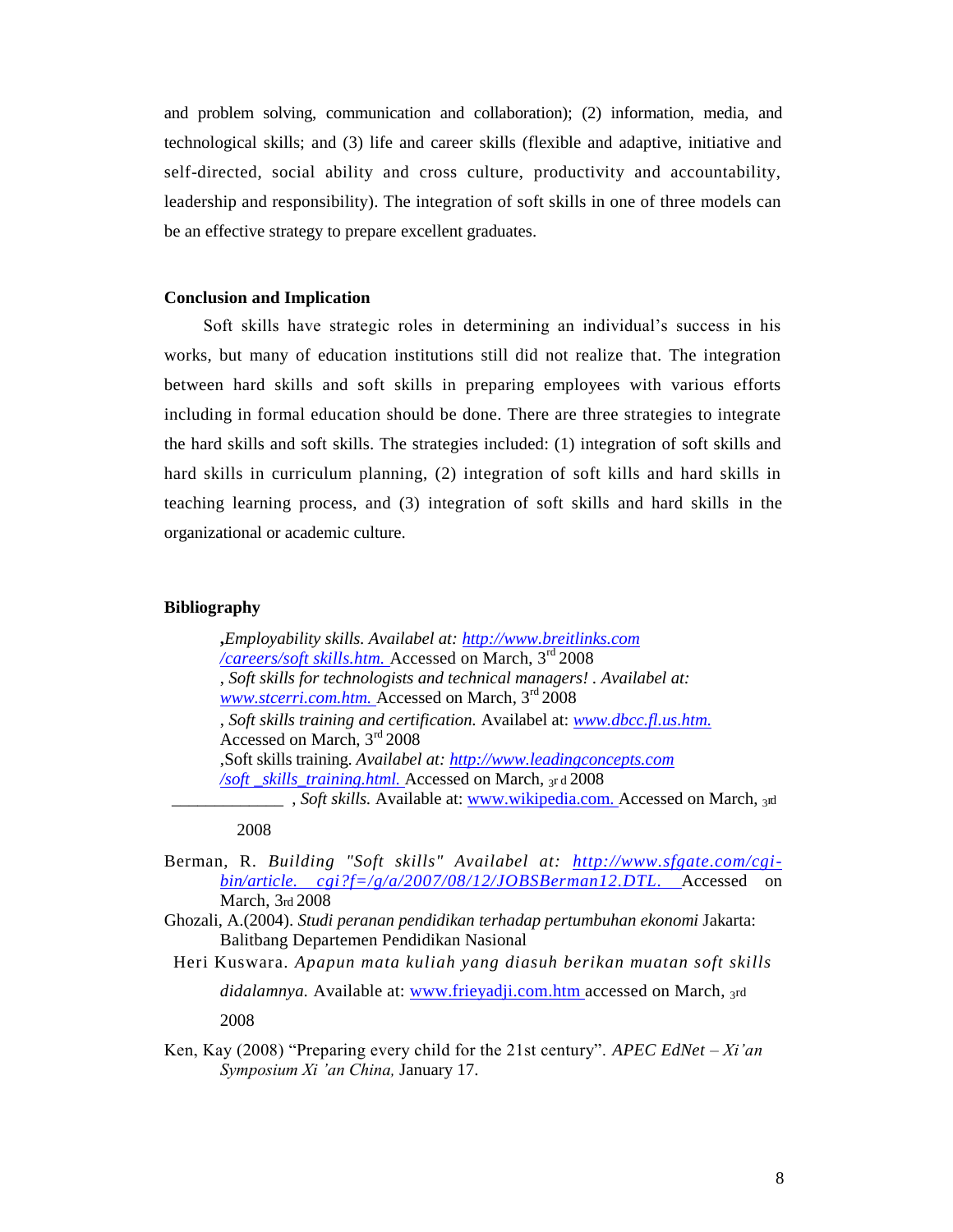and problem solving, communication and collaboration); (2) information, media, and technological skills; and (3) life and career skills (flexible and adaptive, initiative and self-directed, social ability and cross culture, productivity and accountability, leadership and responsibility). The integration of soft skills in one of three models can be an effective strategy to prepare excellent graduates.

## Conclusion and Implication

Soft skills have strategic roles in determining an individual's success in his works, but many of education institutions still did not realize that. The integration between hard skills and soft skills in preparing employees with various efforts including in formal education should be done. There are three strategies to integrate the hard skills and soft skills. The strategies included: (1) integration of soft skills and hard skills in curriculum planning, (2) integration of soft kills and hard skills in teaching learning process, and (3) integration of soft skills and hard skills in the organizational or academic culture.

## Bibliography

**,***Employability skills. Availabel at:* *http://www.breitlinks.com /careers/soft skills.htm.* Accessed on March, 3rd 2008

, *Soft skills for technologists and technical managers! . Availabel at:* *www.stcerri.com.htm.* Accessed on March, 3rd 2008

, *Soft skills training and certification.* Availabel at: *www.dbcc.fl.us.htm.* Accessed on March, 3rd 2008

,Soft skills training. *Availabel at:* *http://www.leadingconcepts.com /soft _skills_training.html.* Accessed on March, 3rd 2008

_____________ , *Soft skills.* Available at: www.wikipedia.com. Accessed on March, 3rd 2008

Berman, R. *Building "Soft skills" Availabel at:* *http://www.sfgate.com/cgi-bin/article. cgi?f=/g/a/2007/08/12/JOBSBerman12.DTL.* Accessed on March, 3rd 2008

Ghozali, A.(2004). *Studi peranan pendidikan terhadap pertumbuhan ekonomi* Jakarta: Balitbang Departemen Pendidikan Nasional

Heri Kuswara. *Apapun mata kuliah yang diasuh berikan muatan soft skills didalamnya.* Available at: www.frieyadji.com.htm accessed on March, 3rd 2008

Ken, Kay (2008) "Preparing every child for the 21st century". *APEC EdNet – Xi'an Symposium Xi 'an China,* January 17.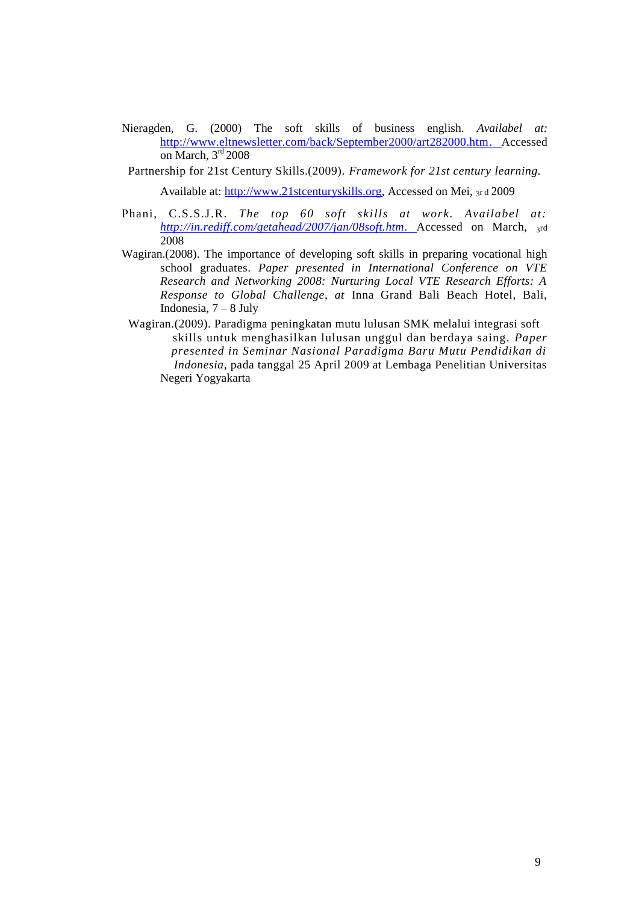Nieragden, G. (2000) The soft skills of business english. *Availabel at:* http://www.eltnewsletter.com/back/September2000/art282000.htm. Accessed on March, 3rd 2008

Partnership for 21st Century Skills.(2009). *Framework for 21st century learning.* Available at: http://www.21stcenturyskills.org, Accessed on Mei, 3rd 2009

Phani, C.S.S.J.R. *The top 60 soft skills at work. Availabel at: http://in.rediff.com/getahead/2007/jan/08soft.htm.* Accessed on March, 3rd 2008

Wagiran.(2008). The importance of developing soft skills in preparing vocational high school graduates. *Paper presented in International Conference on VTE Research and Networking 2008: Nurturing Local VTE Research Efforts: A Response to Global Challenge, at* Inna Grand Bali Beach Hotel, Bali, Indonesia, 7 – 8 July

Wagiran.(2009). Paradigma peningkatan mutu lulusan SMK melalui integrasi soft skills untuk menghasilkan lulusan unggul dan berdaya saing. *Paper presented in Seminar Nasional Paradigma Baru Mutu Pendidikan di Indonesia,* pada tanggal 25 April 2009 at Lembaga Penelitian Universitas Negeri Yogyakarta